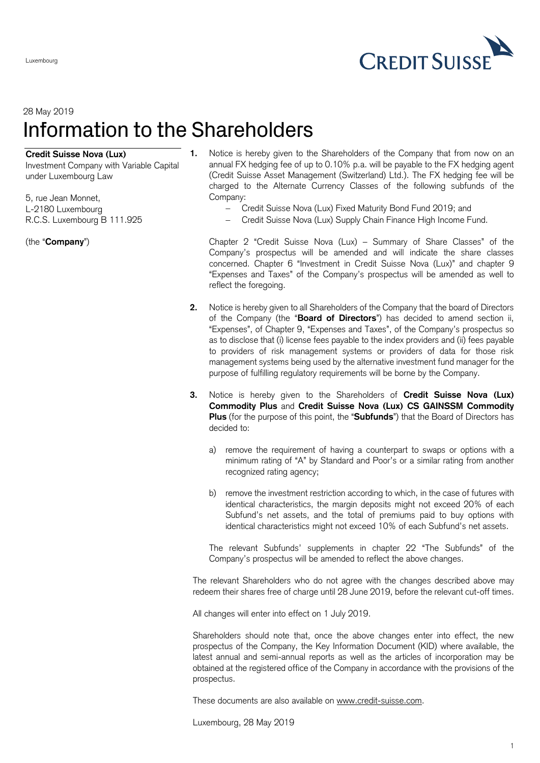Luxembourg

28 May 2019

# Information to the Shareholders

**Credit Suisse Nova (Lux)**
Investment Company with Variable Capital under Luxembourg Law

5, rue Jean Monnet,
L-2180 Luxembourg
R.C.S. Luxembourg B 111.925

(the "**Company**")

1. Notice is hereby given to the Shareholders of the Company that from now on an annual FX hedging fee of up to 0.10% p.a. will be payable to the FX hedging agent (Credit Suisse Asset Management (Switzerland) Ltd.). The FX hedging fee will be charged to the Alternate Currency Classes of the following subfunds of the Company:
   - Credit Suisse Nova (Lux) Fixed Maturity Bond Fund 2019; and
   - Credit Suisse Nova (Lux) Supply Chain Finance High Income Fund.

   Chapter 2 "Credit Suisse Nova (Lux) – Summary of Share Classes" of the Company's prospectus will be amended and will indicate the share classes concerned. Chapter 6 "Investment in Credit Suisse Nova (Lux)" and chapter 9 "Expenses and Taxes" of the Company's prospectus will be amended as well to reflect the foregoing.

2. Notice is hereby given to all Shareholders of the Company that the board of Directors of the Company (the "**Board of Directors**") has decided to amend section ii, "Expenses", of Chapter 9, "Expenses and Taxes", of the Company's prospectus so as to disclose that (i) license fees payable to the index providers and (ii) fees payable to providers of risk management systems or providers of data for those risk management systems being used by the alternative investment fund manager for the purpose of fulfilling regulatory requirements will be borne by the Company.

3. Notice is hereby given to the Shareholders of **Credit Suisse Nova (Lux) Commodity Plus** and **Credit Suisse Nova (Lux) CS GAINSSM Commodity Plus** (for the purpose of this point, the "**Subfunds**") that the Board of Directors has decided to:

   a) remove the requirement of having a counterpart to swaps or options with a minimum rating of "A" by Standard and Poor's or a similar rating from another recognized rating agency;

   b) remove the investment restriction according to which, in the case of futures with identical characteristics, the margin deposits might not exceed 20% of each Subfund's net assets, and the total of premiums paid to buy options with identical characteristics might not exceed 10% of each Subfund's net assets.

   The relevant Subfunds' supplements in chapter 22 "The Subfunds" of the Company's prospectus will be amended to reflect the above changes.

The relevant Shareholders who do not agree with the changes described above may redeem their shares free of charge until 28 June 2019, before the relevant cut-off times.

All changes will enter into effect on 1 July 2019.

Shareholders should note that, once the above changes enter into effect, the new prospectus of the Company, the Key Information Document (KID) where available, the latest annual and semi-annual reports as well as the articles of incorporation may be obtained at the registered office of the Company in accordance with the provisions of the prospectus.

These documents are also available on www.credit-suisse.com.

Luxembourg, 28 May 2019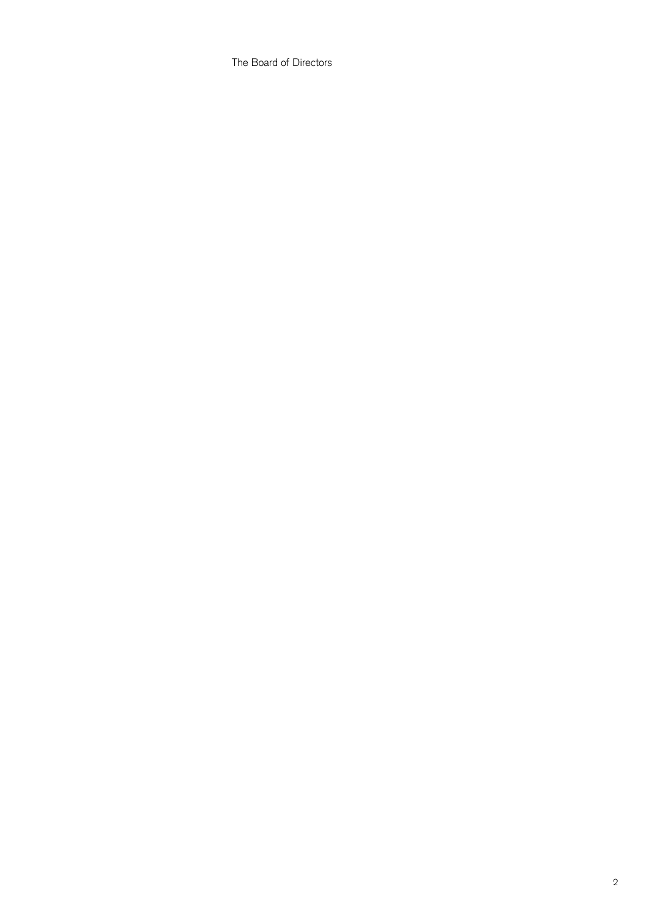The Board of Directors